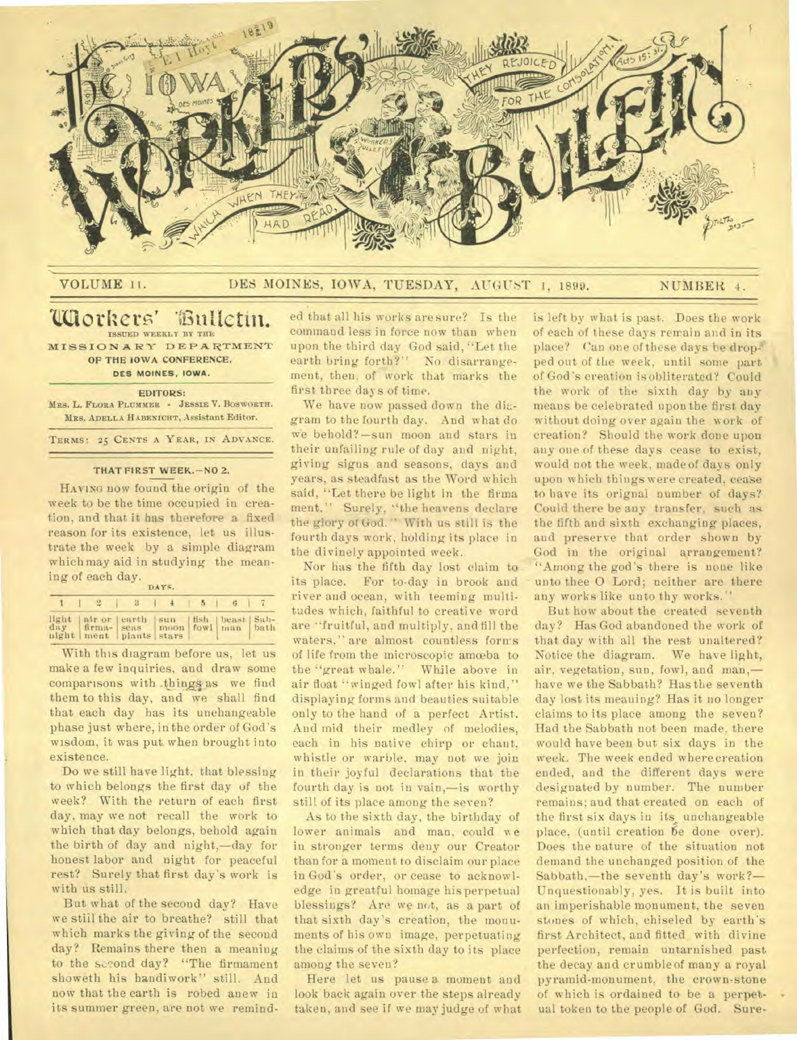VOLUME 11. DES MOINES, IOWA, TUESDAY, AUGUST 1, 1899. NUMBER 4.

# Workers' Bulletin.

ISSUED WEEKLY BY THE MISSIONARY DEPARTMENT OF THE IOWA CONFERENCE, DES MOINES, IOWA.

**EDITORS:**
MRS. L. FLORA PLUMMER - JESSIE V. BOSWORTH.
MRS. ADELLA HABENICHT, Assistant Editor.

TERMS: 25 CENTS A YEAR, IN ADVANCE.

## THAT FIRST WEEK.—NO 2.

HAVING now found the origin of the week to be the time occupied in creation, and that it has therefore a fixed reason for its existence, let us illustrate the week by a simple diagram which may aid in studying the meaning of each day.

DAYS.

| 1 | 2 | 3 | 4 | 5 | 6 | 7 |
|---|---|---|---|---|---|---|
| light day night | air or firma-ment | earth seas plants | sun moon stars | fish fowl | beast man | Sab-bath |

With this diagram before us, let us make a few inquiries, and draw some comparisons with things as we find them to this day, and we shall find that each day has its unchangeable phase just where, in the order of God's wisdom, it was put when brought into existence.

Do we still have light, that blessing to which belongs the first day of the week? With the return of each first day, may we not recall the work to which that day belongs, behold again the birth of day and night,—day for honest labor and night for peaceful rest? Surely that first day's work is with us still.

But what of the second day? Have we still the air to breathe? still that which marks the giving of the second day? Remains there then a meaning to the second day? "The firmament showeth his handiwork" still. And now that the earth is robed anew in its summer green, are not we reminded that all his works are sure? Is the command less in force now than when upon the third day God said, "Let the earth bring forth?" No disarrangement, then, of work that marks the first three days of time.

We have now passed down the diagram to the fourth day. And what do we behold?—sun moon and stars in their unfailing rule of day and night, giving signs and seasons, days and years, as steadfast as the Word which said, "Let there be light in the firmament." Surely, "the heavens declare the glory of God." With us still is the fourth days work, holding its place in the divinely appointed week.

Nor has the fifth day lost claim to its place. For to-day in brook and river and ocean, with teeming multitudes which, faithful to creative word are "fruitful, and multiply, and fill the waters," are almost countless forms of life from the microscopic amœba to the "great whale." While above in air float "winged fowl after his kind," displaying forms and beauties suitable only to the hand of a perfect Artist. And mid their medley of melodies, each in his native chirp or chant, whistle or warble, may not we join in their joyful declarations that the fourth day is not in vain,—is worthy still of its place among the seven?

As to the sixth day, the birthday of lower animals and man, could we in stronger terms deny our Creator than for a moment to disclaim our place in God's order, or cease to acknowledge in greatful homage his perpetual blessings? Are we not, as a part of that sixth day's creation, the monuments of his own image, perpetuating the claims of the sixth day to its place among the seven?

Here let us pause a moment and look back again over the steps already taken, and see if we may judge of what is left by what is past. Does the work of each of these days remain and in its place? Can one of these days be dropped out of the week, until some part of God's creation is obliterated? Could the work of the sixth day by any means be celebrated upon the first day without doing over again the work of creation? Should the work done upon any one of these days cease to exist, would not the week, made of days only upon which things were created, cease to have its orignal number of days? Could there be any transfer, such as the fifth and sixth exchanging places, and preserve that order shown by God in the original arrangement? "Among the god's there is none like unto thee O Lord; neither are there any works like unto thy works."

But how about the created seventh day? Has God abandoned the work of that day with all the rest unaltered? Notice the diagram. We have light, air, vegetation, sun, fowl, and man,—have we the Sabbath? Has the seventh day lost its meaning? Has it no longer claims to its place among the seven? Had the Sabbath not been made, there would have been but six days in the week. The week ended where creation ended, and the different days were designated by number. The number remains; and that created on each of the first six days in its unchangeable place, (until creation be done over). Does the nature of the situation not demand the unchanged position of the Sabbath,—the seventh day's work?—Unquestionably, yes. It is built into an imperishable monument, the seven stones of which, chiseled by earth's first Architect, and fitted with divine perfection, remain untarnished past the decay and crumble of many a royal pyramid-monument, the crown-stone of which is ordained to be a perpetual token to the people of God. Sure-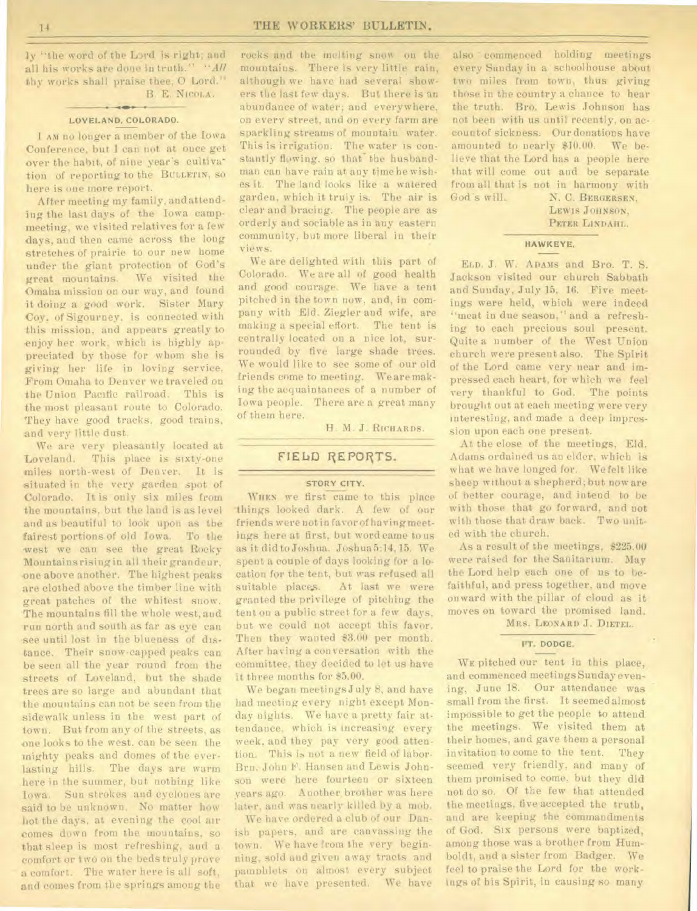ly "the word of the Lord is right; and all his works are done in truth." "*All* thy works shall praise thee, O Lord."

B. E. NICOLA.

### LOVELAND, COLORADO.

I AM no longer a member of the Iowa Conference, but I can not at once get over the habit, of nine year's cultivation of reporting to the BULLETIN, so here is one more report.

After meeting my family, and attending the last days of the Iowa campmeeting, we visited relatives for a few days, and then came across the long stretches of prairie to our new home under the giant protection of God's great mountains. We visited the Omaha mission on our way, and found it doing a good work. Sister Mary Coy, of Sigourney, is connected with this mission, and appears greatly to enjoy her work, which is highly appreciated by those for whom she is giving her life in loving service. From Omaha to Denver we traveled on the Union Pacific railroad. This is the most pleasant route to Colorado. They have good tracks, good trains, and very little dust.

We are very pleasantly located at Loveland. This place is sixty-one miles north-west of Denver. It is situated in the very garden spot of Colorado. It is only six miles from the mountains, but the land is as level and as beautiful to look upon as the fairest portions of old Iowa. To the west we can see the great Rocky Mountains rising in all their grandeur, one above another. The highest peaks are clothed above the timber line with great patches of the whitest snow. The mountains fill the whole west, and run north and south as far as eye can see until lost in the blueness of distance. Their snow-capped peaks can be seen all the year round from the streets of Loveland, but the shade trees are so large and abundant that the mountains can not be seen from the sidewalk unless in the west part of town. But from any of the streets, as one looks to the west, can be seen the mighty peaks and domes of the everlasting hills. The days are warm here in the summer, but nothing like Iowa. Sun strokes and cyclones are said to be unknown. No matter how hot the days, at evening the cool air comes down from the mountains, so that sleep is most refreshing, and a comfort or two on the beds truly prove a comfort. The water here is all soft, and comes from the springs among the rocks and the melting snow on the mountains. There is very little rain, although we have had several showers the last few days. But there is an abundance of water; and everywhere, on every street, and on every farm are sparkling streams of mountain water. This is irrigation. The water is constantly flowing, so that the husbandman can have rain at any time he wishes it. The land looks like a watered garden, which it truly is. The air is clear and bracing. The people are as orderly and sociable as in any eastern community, but more liberal in their views.

We are delighted with this part of Colorado. We are all of good health and good courage. We have a tent pitched in the town now, and, in company with Eld. Ziegler and wife, are making a special effort. The tent is centrally located on a nice lot, surrounded by five large shade trees. We would like to see some of our old friends come to meeting. We are making the acquaintances of a number of Iowa people. There are a great many of them here.

H. M. J. RICHARDS.

## FIELD REPORTS.

### STORY CITY.

WHEN we first came to this place things looked dark. A few of our friends were not in favor of having meetings here at first, but word came to us as it did to Joshua. Joshua 5:14, 15. We spent a couple of days looking for a location for the tent, but was refused all suitable places. At last we were granted the privilege of pitching the tent on a public street for a few days, but we could not accept this favor. Then they wanted \$3.00 per month. After having a conversation with the committee, they decided to let us have it three months for \$5.00.

We began meetings July 8, and have had meeting every night except Monday nights. We have a pretty fair attendance, which is increasing every week, and they pay very good attention. This is not a new field of labor. Brn. John F. Hansen and Lewis Johnson were here fourteen or sixteen years ago. Another brother was here later, and was nearly killed by a mob.

We have ordered a club of our Danish papers, and are canvassing the town. We have from the very beginning, sold and given away tracts and pamphlets on almost every subject that we have presented. We have also commenced holding meetings every Sunday in a schoolhouse about two miles from town, thus giving those in the country a chance to hear the truth. Bro. Lewis Johnson has not been with us until recently, on account of sickness. Our donations have amounted to nearly \$10.00. We believe that the Lord has a people here that will come out and be separate from all that is not in harmony with God's will.

N. C. BERGERSEN,
LEWIS JOHNSON,
PETER LINDAHL.

### HAWKEYE.

ELD. J. W. ADAMS and Bro. T. S. Jackson visited our church Sabbath and Sunday, July 15, 16. Five meetings were held, which were indeed "meat in due season," and a refreshing to each precious soul present. Quite a number of the West Union church were present also. The Spirit of the Lord came very near and impressed each heart, for which we feel very thankful to God. The points brought out at each meeting were very interesting, and made a deep impression upon each one present.

At the close of the meetings, Eld. Adams ordained us an elder, which is what we have longed for. We felt like sheep without a shepherd; but now are of better courage, and intend to be with those that go forward, and not with those that draw back. Two united with the church.

As a result of the meetings, \$225.00 were raised for the Sanitarium. May the Lord help each one of us to be faithful, and press together, and move onward with the pillar of cloud as it moves on toward the promised land.

MRS. LEONARD J. DIETEL.

### FT. DODGE.

WE pitched our tent in this place, and commenced meetings Sunday evening, June 18. Our attendance was small from the first. It seemed almost impossible to get the people to attend the meetings. We visited them at their homes, and gave them a personal invitation to come to the tent. They seemed very friendly, and many of them promised to come, but they did not do so. Of the few that attended the meetings, five accepted the truth, and are keeping the commandments of God. Six persons were baptized, among those was a brother from Humboldt, and a sister from Badger. We feel to praise the Lord for the workings of his Spirit, in causing so many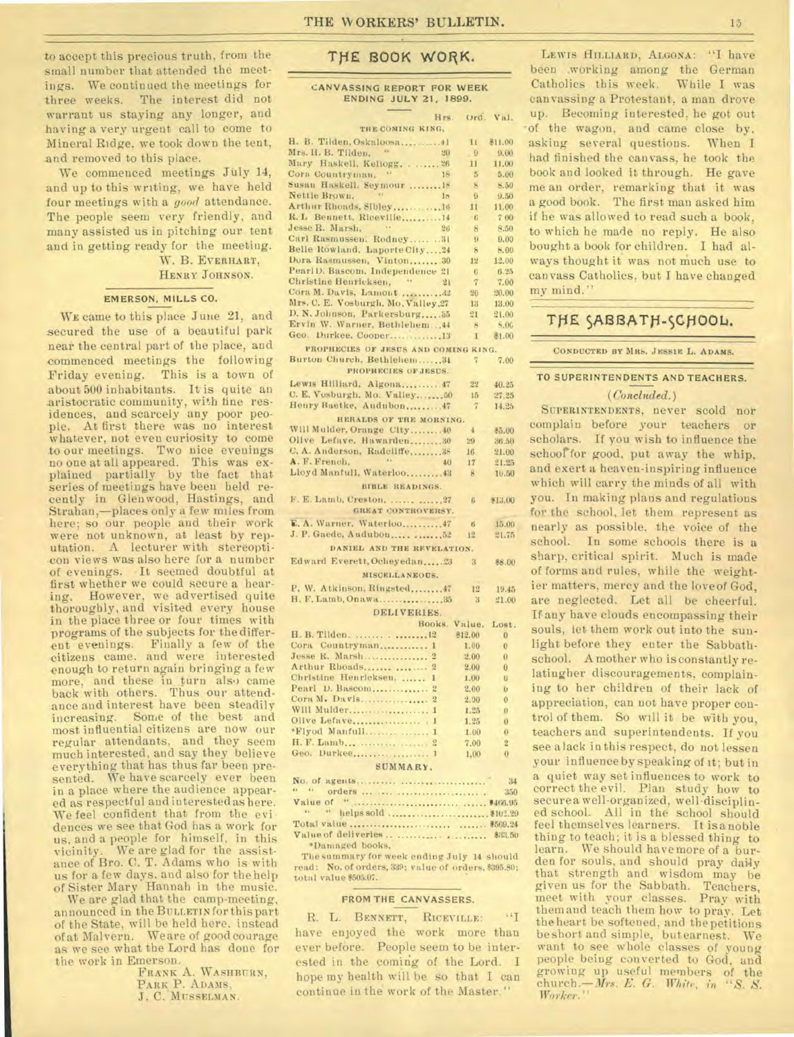to accept this precious truth, from the small number that attended the meetings. We continued the meetings for three weeks. The interest did not warrant us staying any longer, and having a very urgent call to come to Mineral Ridge, we took down the tent, and removed to this place.

We commenced meetings July 14, and up to this writing, we have held four meetings with a *good* attendance. The people seem very friendly, and many assisted us in pitching our tent and in getting ready for the meeting.

W. B. EVERHART,
HENRY JOHNSON.

### EMERSON, MILLS CO.

WE came to this place June 21, and secured the use of a beautiful park near the central part of the place, and commenced meetings the following Friday evening. This is a town of about 500 inhabitants. It is quite an aristocratic community, with fine residences, and scarcely any poor people. At first there was no interest whatever, not even curiosity to come to our meetings. Two nice evenings no one at all appeared. This was explained partially by the fact that series of meetings have been held recently in Glenwood, Hastings, and Strahan,—places only a few miles from here; so our people and their work were not unknown, at least by reputation. A lecturer with stereopticon views was also here for a number of evenings. It seemed doubtful at first whether we could secure a hearing. However, we advertised quite thoroughly, and visited every house in the place three or four times with programs of the subjects for the different evenings. Finally a few of the citizens came, and were interested enough to return again bringing a few more, and these in turn also came back with others. Thus our attendance and interest have been steadily increasing. Some of the best and most influential citizens are now our regular attendants, and they seem much interested, and say they believe everything that has thus far been presented. We have scarcely ever been in a place where the audience appeared as respectful and interested as here. We feel confident that from the evidences we see that God has a work for us, and a people for himself, in this vicinity. We are glad for the assistance of Bro. C. T. Adams who is with us for a few days, and also for the help of Sister Mary Hannah in the music.

We are glad that the camp-meeting, announced in the BULLETIN for this part of the State, will be held here, instead of at Malvern. We are of good courage as we see what the Lord has done for the work in Emerson.

FRANK A. WASHBURN,
PARK P. ADAMS,
J. C. MUSSELMAN.

## THE BOOK WORK.

### CANVASSING REPORT FOR WEEK ENDING JULY 21, 1899.

| | Hrs. | Ord. | Val. |
|---|---|---|---|
| **THE COMING KING.** | | | |
| H. B. Tilden, Oskaloosa | 41 | 11 | $11.00 |
| Mrs. H. B. Tilden, " | 20 | 9 | 9.00 |
| Mary Haskell, Kellogg | 26 | 11 | 11.00 |
| Cora Countryman, " | 18 | 5 | 5.00 |
| Susan Haskell, Seymour | 18 | 8 | 8.50 |
| Nettie Brown, " | 18 | 9 | 9.50 |
| Arthur Rhoads, Sibley | 16 | 11 | 11.00 |
| R. L. Bennett, Riceville | 14 | 6 | 7.00 |
| Jesse R. Marsh, " | 26 | 8 | 8.50 |
| Carl Rasmussen, Rodney | 31 | 9 | 9.00 |
| Belle Rowland, Laporte City | 24 | 8 | 8.00 |
| Dora Rasmussen, Vinton | 30 | 12 | 12.00 |
| Pearl D. Bascom, Independence | 21 | 6 | 6.25 |
| Christine Henricksen, " | 21 | 7 | 7.00 |
| Cora M. Davis, Lamont | 32 | 20 | 20.00 |
| Mrs. C. E. Vosburgh, Mo. Valley | 27 | 13 | 13.00 |
| D. N. Johnson, Parkersburg | 35 | 21 | 21.00 |
| Ervin W. Warner, Bethlehem | 44 | 8 | 8.00 |
| Geo. Durkee, Cooper | 13 | 1 | $1.00 |
| **PROPHECIES OF JESUS AND COMING KING.** | | | |
| Burton Church, Bethlehem | 34 | 7 | 7.00 |
| **PROPHECIES OF JESUS.** | | | |
| Lewis Hilliard, Algona | 47 | 22 | 40.25 |
| C. E. Vosburgh, Mo. Valley | 50 | 15 | 27.25 |
| Henry Baetke, Audubon | 47 | 7 | 14.25 |
| **HERALDS OF THE MORNING.** | | | |
| Will Mulder, Orange City | 40 | 4 | $5.00 |
| Olive Lefave, Hawarden | 30 | 29 | 36.50 |
| C. A. Anderson, Radcliffe | 48 | 16 | 21.00 |
| A. F. French, " | 40 | 17 | 21.25 |
| Lloyd Manfull, Waterloo | 43 | 8 | 10.50 |
| **BIBLE READINGS.** | | | |
| F. E. Lamb, Creston | 27 | 6 | $13.00 |
| **GREAT CONTROVERSY.** | | | |
| E. A. Warner, Waterloo | 47 | 6 | 15.00 |
| J. P. Gaede, Audubon | 52 | 12 | 21.75 |
| **DANIEL AND THE REVELATION.** | | | |
| Edward Everett, Ocheyedan | 23 | 3 | $8.00 |
| **MISCELLANEOUS.** | | | |
| P. W. Atkinson, Ringsted | 47 | 12 | 19.45 |
| H. F. Lamb, Onawa | 35 | 3 | 21.00 |

### DELIVERIES.

| | Books. | Value. | Lost. |
|---|---|---|---|
| H. B. Tilden | 12 | $12.00 | 0 |
| Cora Countryman | 1 | 1.00 | 0 |
| Jesse R. Marsh | 2 | 2.00 | 0 |
| Arthur Rhoads | 2 | 2.00 | 0 |
| Christine Henricksen | 1 | 1.00 | 0 |
| Pearl D. Bascom | 2 | 2.00 | 0 |
| Cora M. Davis | 2 | 2.00 | 0 |
| Will Mulder | 1 | 1.25 | 0 |
| Olive Lefave | 1 | 1.25 | 0 |
| *Floyd Manfull | 1 | 1.00 | 0 |
| H. F. Lamb | 2 | 7.00 | 2 |
| Geo. Durkee | 1 | 1.00 | 0 |

### SUMMARY.

| | |
|---|---|
| No. of agents | 34 |
| " " orders | 350 |
| Value of " | $406.95 |
| " " helps sold | $102.29 |
| Total value | $509.24 |
| Value of deliveries | $33.50 |

*Damaged books.

The summary for week ending July 14 should read: No. of orders, 339; value of orders, $395.80; total value $505.07.

### FROM THE CANVASSERS.

R. L. BENNETT, RICEVILLE: "I have enjoyed the work more than ever before. People seem to be interested in the coming of the Lord. I hope my health will be so that I can continue in the work of the Master."

LEWIS HILLIARD, ALGONA: "I have been working among the German Catholics this week. While I was canvassing a Protestant, a man drove up. Becoming interested, he got out of the wagon, and came close by, asking several questions. When I had finished the canvass, he took the book and looked it through. He gave me an order, remarking that it was a good book. The first man asked him if he was allowed to read such a book, to which he made no reply. He also bought a book for children. I had always thought it was not much use to canvass Catholics, but I have changed my mind."

## THE SABBATH-SCHOOL.

CONDUCTED BY MRS. JESSIE L. ADAMS.

### TO SUPERINTENDENTS AND TEACHERS.

*(Concluded.)*

SUPERINTENDENTS, never scold nor complain before your teachers or scholars. If you wish to influence the school for good, put away the whip, and exert a heaven-inspiring influence which will carry the minds of all with you. In making plans and regulations for the school, let them represent as nearly as possible, the voice of the school. In some schools there is a sharp, critical spirit. Much is made of forms and rules, while the weightier matters, mercy and the love of God, are neglected. Let all be cheerful. If any have clouds encompassing their souls, let them work out into the sunlight before they enter the Sabbath-school. A mother who is constantly relating her discouragements, complaining to her children of their lack of appreciation, can not have proper control of them. So will it be with you, teachers and superintendents. If you see a lack in this respect, do not lessen your influence by speaking of it; but in a quiet way set influences to work to correct the evil. Plan study how to secure a well-organized, well-disciplined school. All in the school should feel themselves learners. It is a noble thing to teach; it is a blessed thing to learn. We should have more of a burden for souls, and should pray daily that strength and wisdom may be given us for the Sabbath. Teachers, meet with your classes. Pray with them and teach them how to pray. Let the heart be softened, and the petitions be short and simple, but earnest. We want to see whole classes of young people being converted to God, and growing up useful members of the church.—*Mrs. E. G. White, in "S. S. Worker."*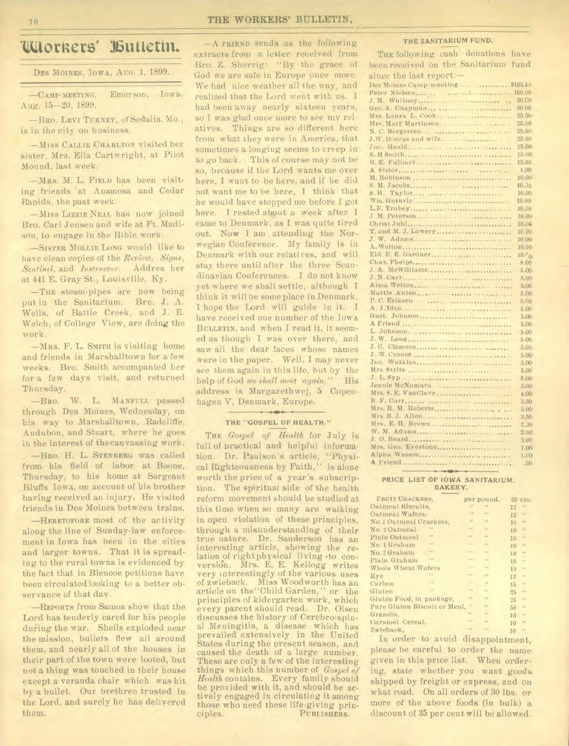# Workers' Bulletin.

DES MOINES, IOWA, AUG. 1, 1899.

—CAMP-MEETING, Emerson, Iowa, Aug. 15—20, 1899.

—BRO. LEVI TURNEY, of Sedalia, Mo., is in the city on business.

—MISS CALLIE CHARLTON visited her sister, Mrs. Ella Cartwright, at Pilot Mound, last week.

—MRS. M. L. FIELD has been visiting friends at Anamosa and Cedar Rapids, the past week.

—MISS LIZZIE NEAL has now joined Bro. Carl Jensen and wife at Ft. Madison, to engage in the Bible work.

—SISTER MOLLIE LONG would like to have clean copies of the *Review*, *Signs*, *Sentinel*, and *Instructor*. Addres her at 441 E. Gray St., Louisville, Ky.

—THE steam-pipes are now being put in the Sanitarium. Brn. J. A. Wells, of Battle Creek, and J. E. Welch, of College View, are doing the work.

—MRS. F. L. SMITH is visiting home and friends in Marshalltown for a few weeks. Bro. Smith accompanied her for a few days visit, and returned Thursday.

—BRO. W. L. MANFULL passed through Des Moines, Wednesday, on his way to Marshalltown, Radcliffe, Audubon, and Stuart, where he goes in the interest of the canvassing work.

—BRO. H. L. STENBERG was called from his field of labor at Boone, Thursday, to his home at Sargeant Bluffs Iowa, on account of his brother having received an injury. He visited friends in Des Moines between trains.

—HERETOFORE most of the activity along the line of Sunday-law enforcement in Iowa has been in the cities and larger towns. That it is spreading to the rural towns is evidenced by the fact that in Blencoe petitions have been circulated looking to a better observance of that day.

—REPORTS from Samoa show that the Lord has tenderly cared for his people during the war. Shells exploded near the mission, bullets flew all around them, and nearly all of the houses in their part of the town were looted, but not a thing was touched in their house except a veranda chair which was hit by a bullet. Our brethren trusted in the Lord, and surely he has delivered them.

—A FRIEND sends us the following extracts from a letter received from Bro. Z. Sherrig: "By the grace of God we are safe in Europe once more. We had nice weather all the way, and realized that the Lord went with us. I had been away nearly sixteen years, so I was glad once more to see my relatives. Things are so different here from what they were in America, that sometimes a longing seems to creep in to go back. This of course may not be so, because if the Lord wants me over here, I want to be here, and if he did not want me to be here, I think that he would have stopped me before I got here. I rested about a week after I came to Denmark, as I was quite tired out. Now I am attending the Norwegian Conference. My family is in Denmark with our relatives, and will stay there until after the three Scandinavian Conferences. I do not know yet where we shall settle, although I think it will be some place in Denmark. I hope the Lord will guide in it. I have received one number of the IOWA BULLETIN, and when I read it, it seemed as though I was over there, and saw all the dear faces whose names were in the paper. Well, I may never see them again in this life, but by the help of God *we shall meet again*." His address is Margarethwej, 5 Copenhagen V, Denmark, Europe.

### THE "GOSPEL OF HEALTH."

THE *Gospel of Health* for July is full of practical and helpful information. Dr. Paulson's article, "Physical Righteousness by Faith," is alone worth the price of a year's subscription. The spiritual side of the health reform movement should be studied at this time when so many are walking in open violation of these principles, through a misunderstanding of their true nature. Dr. Sanderson has an interesting article, showing the relation of right physical living to conversion. Mrs. E. E. Kellogg writes very interestingly of the various uses of zwieback. Miss Woodworth has an article on the "Child Garden," or the principles of kidergarten work, which every parent should read. Dr. Olsen discusses the history of Cerebro-spinal Meningitis, a disease which has prevailed extensively in the United States during the present season, and caused the death of a large number. These are only a few of the interesting things which this number of *Gospel of Health* contains. Every family should be provided with it, and should be actively engaged in circulating it among those who need these life-giving principles. PUBLISHERS.

### THE SANITARIUM FUND.

THE following cash donations have been received on the Sanitarium fund since the last report:—

| | |
|---|---|
| Des Moines Camp-meeting | $163.44 |
| Peter Nielsen | 100.00 |
| J. M. Whitney | 50.00 |
| Geo. A. Chapman | 50.00 |
| Mrs. Laura L. Cook | 25.00 |
| Mrs. Matt Martinsen | 25.00 |
| N. C. Bergersen | 25.00 |
| J. W. Dorcas and wife | 25.00 |
| Jno. Heald | 25.00 |
| S. H Smith | 15.00 |
| R. E. Fullmer | 15.00 |
| A Sister | 1.00 |
| M. Robinson | 10.00 |
| S. M. Jacobs | 10.00 |
| S. H. Taylor | 10.00 |
| Wm. Guthrie | 10.00 |
| L. F. Trubey | 10.00 |
| J. M. Peterson | 10.00 |
| Christ Juhl | 10.00 |
| T. and M. J. Lowery | 10.00 |
| J. W. Adams | 10.00 |
| A. Welton | 10.00 |
| Eld. E. E. Gardner | 10.00 |
| Chas. Phelps | 8.00 |
| J. A. McWilliams | 5.00 |
| J. N. Carr | 5.00 |
| Alma Welton | 5.00 |
| Mattie Auten | 5.00 |
| P. C. Eriksen | 5.00 |
| A. J. Iden | 5.00 |
| Gust. Johnson | 5.00 |
| A Friend | 5.00 |
| L. Johnson | 5.00 |
| J. W. Long | 5.00 |
| J. C. Clemens | 5.00 |
| J. W. Crouse | 5.00 |
| Jno. Watkins | 5.00 |
| Mrs. Strite | 5.00 |
| J. L. Syp | 5.00 |
| Jennie McNamara | 5.00 |
| Mrs. S. E. VanCleve | 4.00 |
| B. F. Carr | 3.50 |
| Mrs. R. M. Roberts | 3.00 |
| Mrs. B. J. Allen | 2.50 |
| Mrs. E. H. Brown | 2.30 |
| W. M. Adams | 2.00 |
| J. O. Beard | 2.00 |
| Mrs. Geo. Eyestone | 1.00 |
| Alpha Wasson | 1.00 |
| A Friend | .50 |

### PRICE LIST OF IOWA SANITARIUM BAKERY.

| | | |
|---|---|---|
| FRUIT CRACKERS, | per pound. | 20 cts. |
| Oatmeal Biscuits, | " " | 12 " |
| Oatmeal Wafers, | " " | 12 " |
| No. 1 Oatmeal Crackers, | " " | 10 " |
| No. 2 Oatmeal " | " " | 10 " |
| Plain Oatmeal " | " " | 10 " |
| No. 1 Graham " | " " | 10 " |
| No. 2 Graham " | " " | 10 " |
| Plain Graham " | " " | 10 " |
| Whole Wheat Wafers | " " | 10 " |
| Rye " | " " | 12 " |
| Carbon " | " " | 15 " |
| Gluten " | " " | 25 " |
| Gluten Food, in package, | " " | 25 " |
| Pure Gluten Biscuit or Meal, | " " | 50 " |
| Granola, | " " | 10 " |
| Caramel Cereal, | " " | 10 " |
| Zwieback, | " " | 10 " |

In order to avoid disappointment, please be careful to order the name given in this price list. When ordering, state whether you want goods shipped by freight or express, and on what road. On all orders of 30 lbs. or more of the above foods (in bulk) a discount of 35 per cent will be allowed.